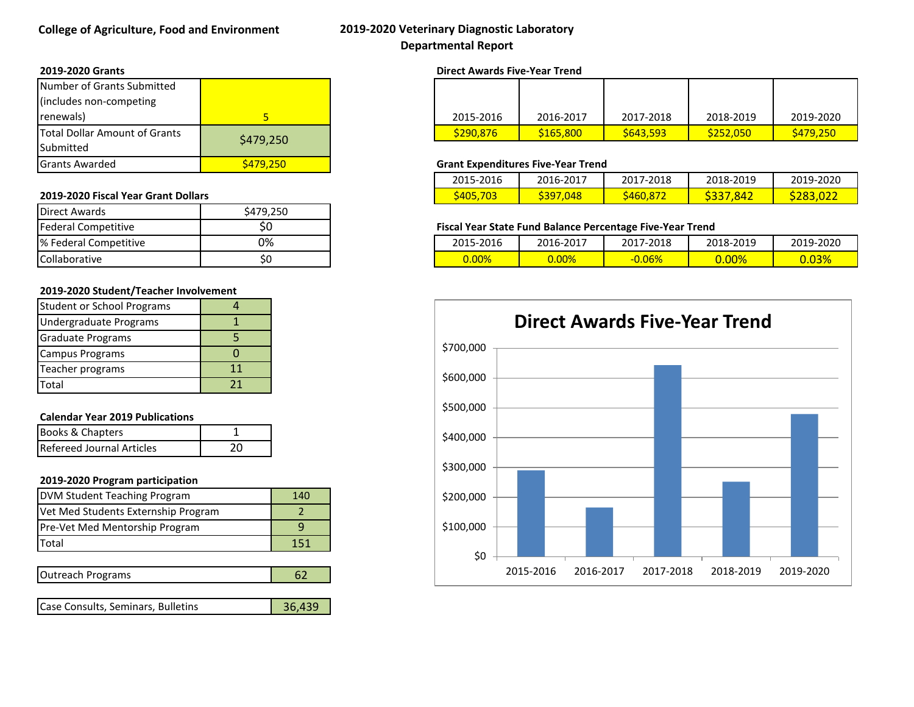**College of Agriculture, Food and Environment**

# 2019-2020 Veterinary Diagnostic Laboratory Departmental Report

**2019-2020 Grants**

| | |
|---|---|
| Number of Grants Submitted (includes non-competing renewals) | 5 |
| Total Dollar Amount of Grants Submitted | $479,250 |
| Grants Awarded | $479,250 |

**2019-2020 Fiscal Year Grant Dollars**

| | |
|---|---|
| Direct Awards | $479,250 |
| Federal Competitive | $0 |
| % Federal Competitive | 0% |
| Collaborative | $0 |

**2019-2020 Student/Teacher Involvement**

| | |
|---|---|
| Student or School Programs | 4 |
| Undergraduate Programs | 1 |
| Graduate Programs | 5 |
| Campus Programs | 0 |
| Teacher programs | 11 |
| Total | 21 |

**Calendar Year 2019 Publications**

| | |
|---|---|
| Books & Chapters | 1 |
| Refereed Journal Articles | 20 |

**2019-2020 Program participation**

| | |
|---|---|
| DVM Student Teaching Program | 140 |
| Vet Med Students Externship Program | 2 |
| Pre-Vet Med Mentorship Program | 9 |
| Total | 151 |

| | |
|---|---|
| Outreach Programs | 62 |

| | |
|---|---|
| Case Consults, Seminars, Bulletins | 36,439 |

**Direct Awards Five-Year Trend**

| 2015-2016 | 2016-2017 | 2017-2018 | 2018-2019 | 2019-2020 |
|---|---|---|---|---|
| $290,876 | $165,800 | $643,593 | $252,050 | $479,250 |

**Grant Expenditures Five-Year Trend**

| 2015-2016 | 2016-2017 | 2017-2018 | 2018-2019 | 2019-2020 |
|---|---|---|---|---|
| $405,703 | $397,048 | $460,872 | $337,842 | $283,022 |

**Fiscal Year State Fund Balance Percentage Five-Year Trend**

| 2015-2016 | 2016-2017 | 2017-2018 | 2018-2019 | 2019-2020 |
|---|---|---|---|---|
| 0.00% | 0.00% | -0.06% | 0.00% | 0.03% |

**Direct Awards Five-Year Trend**

| Year | Direct Awards |
|---|---|
| 2015-2016 | $290,876 |
| 2016-2017 | $165,800 |
| 2017-2018 | $643,593 |
| 2018-2019 | $252,050 |
| 2019-2020 | $479,250 |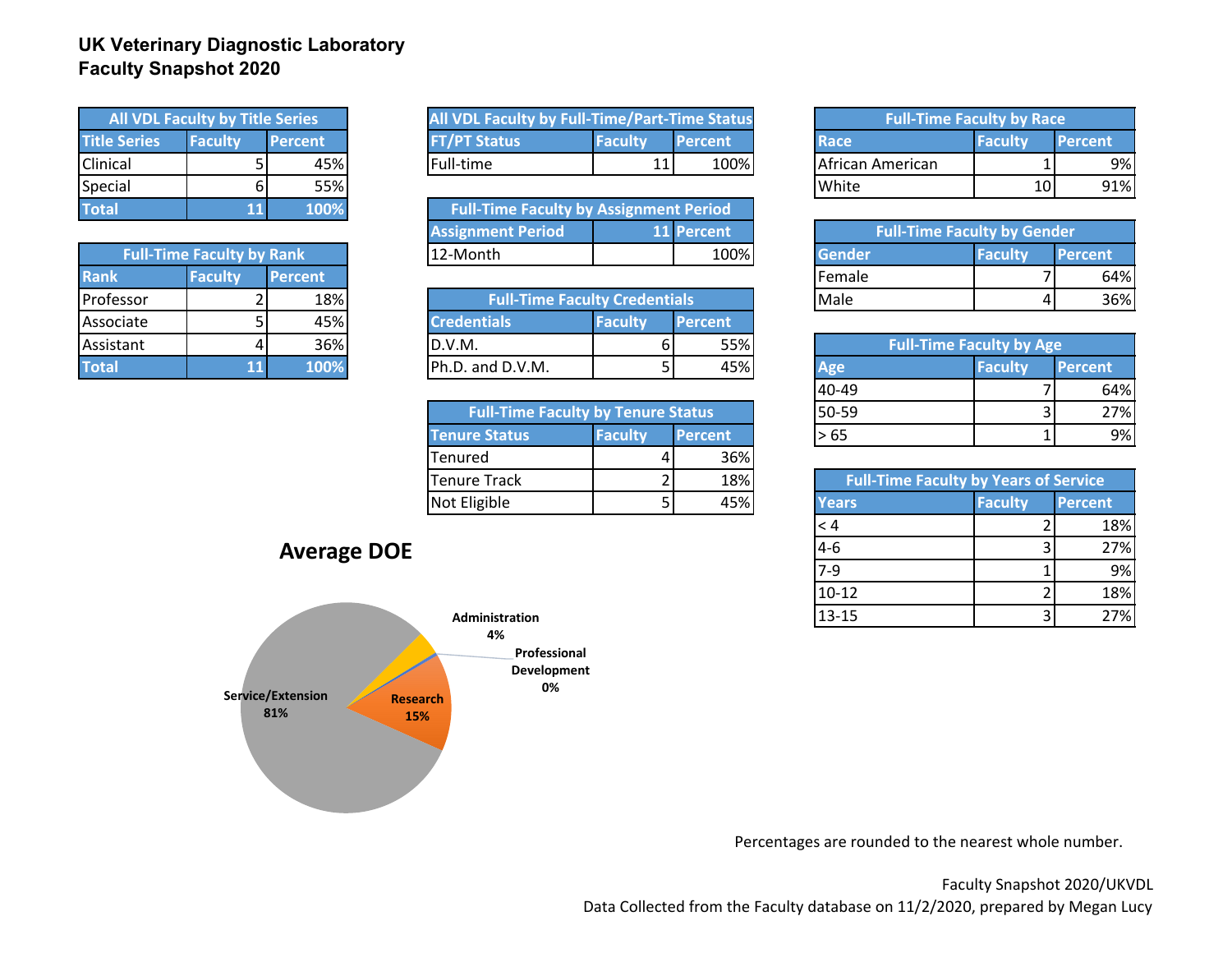# UK Veterinary Diagnostic Laboratory
# Faculty Snapshot 2020

| All VDL Faculty by Title Series | | |
|---|---|---|
| Title Series | Faculty | Percent |
| Clinical | 5 | 45% |
| Special | 6 | 55% |
| Total | 11 | 100% |

| Full-Time Faculty by Rank | | |
|---|---|---|
| Rank | Faculty | Percent |
| Professor | 2 | 18% |
| Associate | 5 | 45% |
| Assistant | 4 | 36% |
| Total | 11 | 100% |

| All VDL Faculty by Full-Time/Part-Time Status | | |
|---|---|---|
| FT/PT Status | Faculty | Percent |
| Full-time | 11 | 100% |

| Full-Time Faculty by Assignment Period | | |
|---|---|---|
| Assignment Period | 11 | Percent |
| 12-Month | | 100% |

| Full-Time Faculty Credentials | | |
|---|---|---|
| Credentials | Faculty | Percent |
| D.V.M. | 6 | 55% |
| Ph.D. and D.V.M. | 5 | 45% |

| Full-Time Faculty by Tenure Status | | |
|---|---|---|
| Tenure Status | Faculty | Percent |
| Tenured | 4 | 36% |
| Tenure Track | 2 | 18% |
| Not Eligible | 5 | 45% |

| Full-Time Faculty by Race | | |
|---|---|---|
| Race | Faculty | Percent |
| African American | 1 | 9% |
| White | 10 | 91% |

| Full-Time Faculty by Gender | | |
|---|---|---|
| Gender | Faculty | Percent |
| Female | 7 | 64% |
| Male | 4 | 36% |

| Full-Time Faculty by Age | | |
|---|---|---|
| Age | Faculty | Percent |
| 40-49 | 7 | 64% |
| 50-59 | 3 | 27% |
| > 65 | 1 | 9% |

| Full-Time Faculty by Years of Service | | |
|---|---|---|
| Years | Faculty | Percent |
| < 4 | 2 | 18% |
| 4-6 | 3 | 27% |
| 7-9 | 1 | 9% |
| 10-12 | 2 | 18% |
| 13-15 | 3 | 27% |

## Average DOE

Administration 4%

Professional Development 0%

Research 15%

Service/Extension 81%

Percentages are rounded to the nearest whole number.

Faculty Snapshot 2020/UKVDL

Data Collected from the Faculty database on 11/2/2020, prepared by Megan Lucy